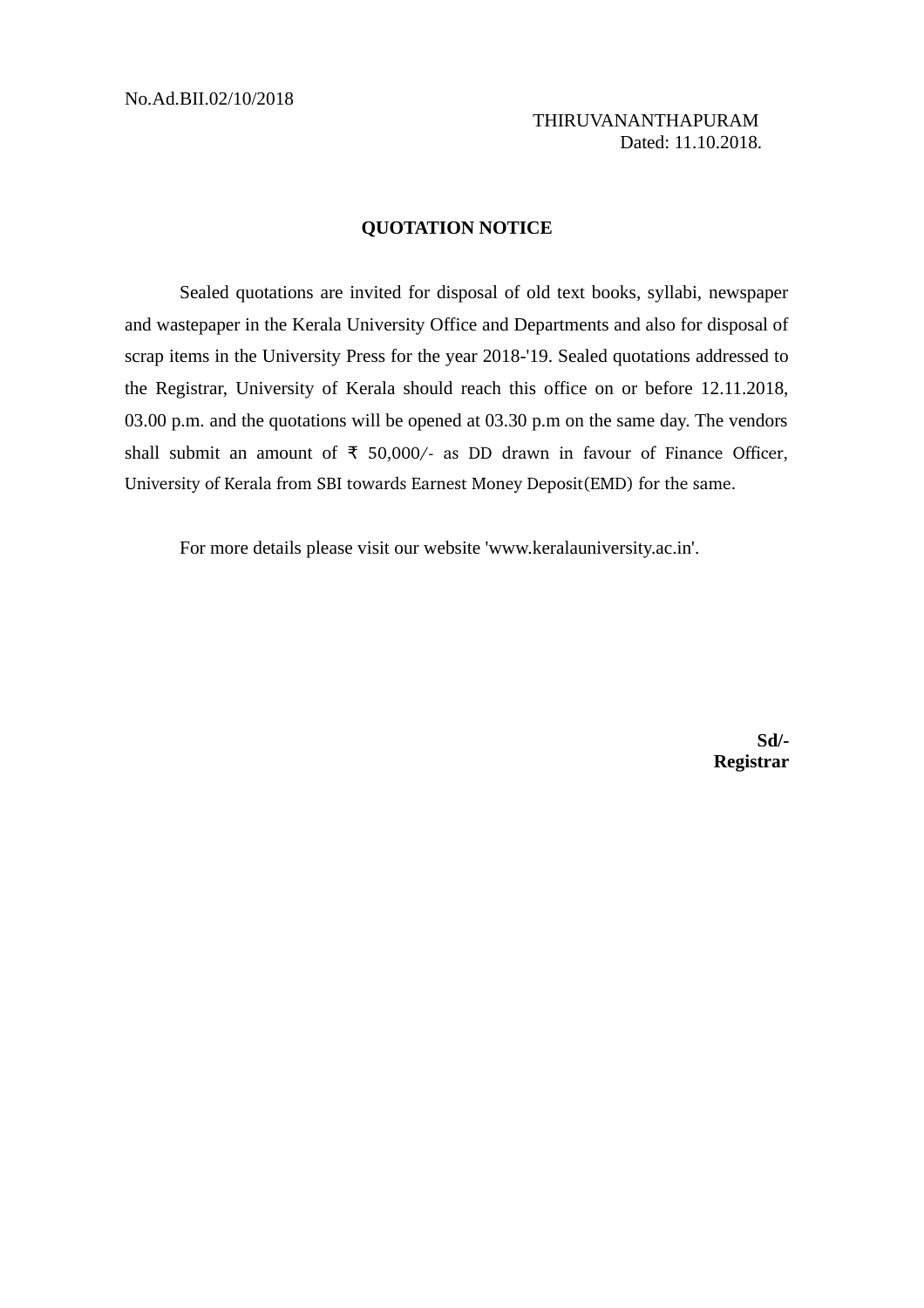No.Ad.BII.02/10/2018

THIRUVANANTHAPURAM
Dated: 11.10.2018.

**QUOTATION NOTICE**

Sealed quotations are invited for disposal of old text books, syllabi, newspaper and wastepaper in the Kerala University Office and Departments and also for disposal of scrap items in the University Press for the year 2018-'19. Sealed quotations addressed to the Registrar, University of Kerala should reach this office on or before 12.11.2018, 03.00 p.m. and the quotations will be opened at 03.30 p.m on the same day. The vendors shall submit an amount of ₹ 50,000/- as DD drawn in favour of Finance Officer, University of Kerala from SBI towards Earnest Money Deposit(EMD) for the same.

For more details please visit our website 'www.keralauniversity.ac.in'.

**Sd/-**
**Registrar**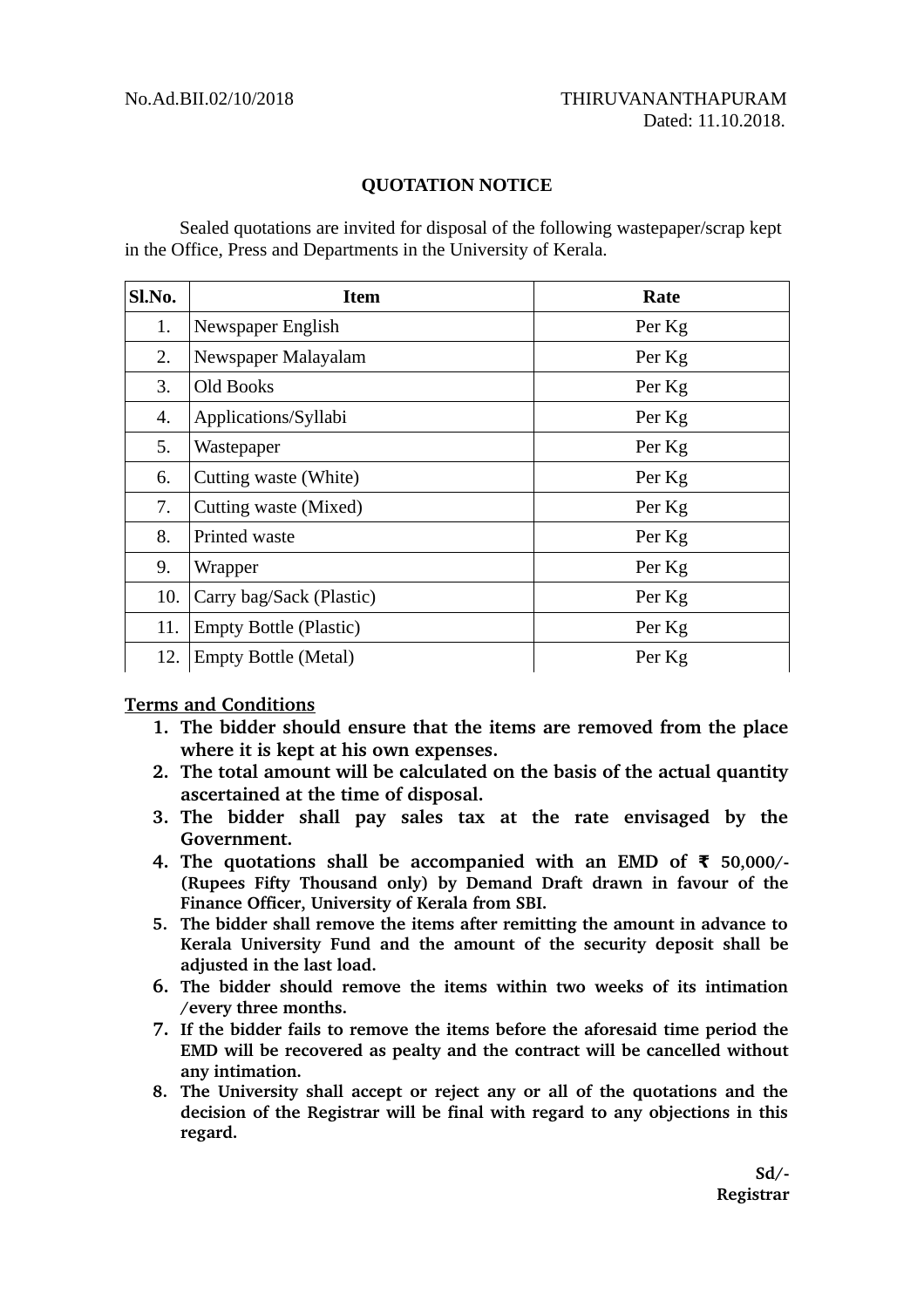No.Ad.BII.02/10/2018

THIRUVANANTHAPURAM
Dated: 11.10.2018.

## QUOTATION NOTICE

Sealed quotations are invited for disposal of the following wastepaper/scrap kept in the Office, Press and Departments in the University of Kerala.

| Sl.No. | Item | Rate |
|---|---|---|
| 1. | Newspaper English | Per Kg |
| 2. | Newspaper Malayalam | Per Kg |
| 3. | Old Books | Per Kg |
| 4. | Applications/Syllabi | Per Kg |
| 5. | Wastepaper | Per Kg |
| 6. | Cutting waste (White) | Per Kg |
| 7. | Cutting waste (Mixed) | Per Kg |
| 8. | Printed waste | Per Kg |
| 9. | Wrapper | Per Kg |
| 10. | Carry bag/Sack (Plastic) | Per Kg |
| 11. | Empty Bottle (Plastic) | Per Kg |
| 12. | Empty Bottle (Metal) | Per Kg |

**Terms and Conditions**

1. **The bidder should ensure that the items are removed from the place where it is kept at his own expenses.**
2. **The total amount will be calculated on the basis of the actual quantity ascertained at the time of disposal.**
3. **The bidder shall pay sales tax at the rate envisaged by the Government.**
4. **The quotations shall be accompanied with an EMD of ₹ 50,000/- (Rupees Fifty Thousand only) by Demand Draft drawn in favour of the Finance Officer, University of Kerala from SBI.**
5. **The bidder shall remove the items after remitting the amount in advance to Kerala University Fund and the amount of the security deposit shall be adjusted in the last load.**
6. **The bidder should remove the items within two weeks of its intimation /every three months.**
7. **If the bidder fails to remove the items before the aforesaid time period the EMD will be recovered as pealty and the contract will be cancelled without any intimation.**
8. **The University shall accept or reject any or all of the quotations and the decision of the Registrar will be final with regard to any objections in this regard.**

**Sd/-**
**Registrar**